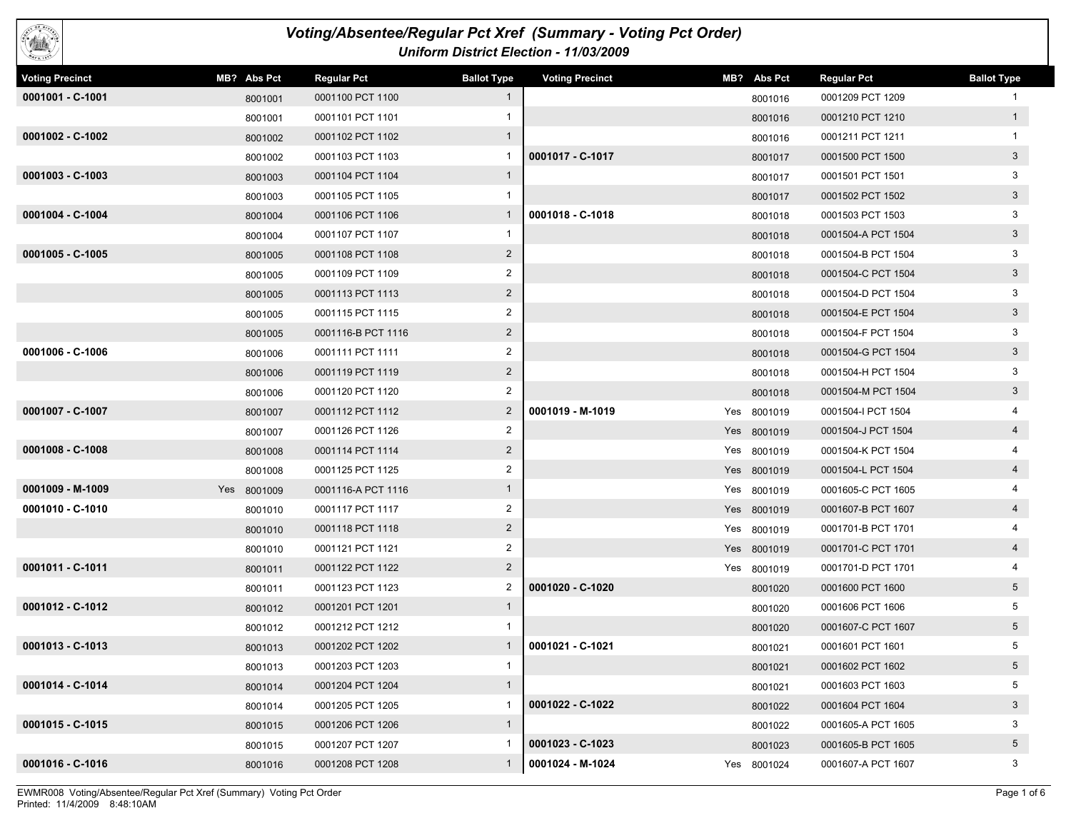# Voting/Absentee/Regular Pct Xref (Summary - Voting Pct Order)

*Uniform District Election - 11/03/2009*

| Voting Precinct | MB? | Abs Pct | Regular Pct | Ballot Type |
|---|---|---|---|---|
| 0001001 - C-1001 | | 8001001 | 0001100 PCT 1100 | 1 |
| | | 8001001 | 0001101 PCT 1101 | 1 |
| 0001002 - C-1002 | | 8001002 | 0001102 PCT 1102 | 1 |
| | | 8001002 | 0001103 PCT 1103 | 1 |
| 0001003 - C-1003 | | 8001003 | 0001104 PCT 1104 | 1 |
| | | 8001003 | 0001105 PCT 1105 | 1 |
| 0001004 - C-1004 | | 8001004 | 0001106 PCT 1106 | 1 |
| | | 8001004 | 0001107 PCT 1107 | 1 |
| 0001005 - C-1005 | | 8001005 | 0001108 PCT 1108 | 2 |
| | | 8001005 | 0001109 PCT 1109 | 2 |
| | | 8001005 | 0001113 PCT 1113 | 2 |
| | | 8001005 | 0001115 PCT 1115 | 2 |
| | | 8001005 | 0001116-B PCT 1116 | 2 |
| 0001006 - C-1006 | | 8001006 | 0001111 PCT 1111 | 2 |
| | | 8001006 | 0001119 PCT 1119 | 2 |
| | | 8001006 | 0001120 PCT 1120 | 2 |
| 0001007 - C-1007 | | 8001007 | 0001112 PCT 1112 | 2 |
| | | 8001007 | 0001126 PCT 1126 | 2 |
| 0001008 - C-1008 | | 8001008 | 0001114 PCT 1114 | 2 |
| | | 8001008 | 0001125 PCT 1125 | 2 |
| 0001009 - M-1009 | Yes | 8001009 | 0001116-A PCT 1116 | 1 |
| 0001010 - C-1010 | | 8001010 | 0001117 PCT 1117 | 2 |
| | | 8001010 | 0001118 PCT 1118 | 2 |
| | | 8001010 | 0001121 PCT 1121 | 2 |
| 0001011 - C-1011 | | 8001011 | 0001122 PCT 1122 | 2 |
| | | 8001011 | 0001123 PCT 1123 | 2 |
| 0001012 - C-1012 | | 8001012 | 0001201 PCT 1201 | 1 |
| | | 8001012 | 0001212 PCT 1212 | 1 |
| 0001013 - C-1013 | | 8001013 | 0001202 PCT 1202 | 1 |
| | | 8001013 | 0001203 PCT 1203 | 1 |
| 0001014 - C-1014 | | 8001014 | 0001204 PCT 1204 | 1 |
| | | 8001014 | 0001205 PCT 1205 | 1 |
| 0001015 - C-1015 | | 8001015 | 0001206 PCT 1206 | 1 |
| | | 8001015 | 0001207 PCT 1207 | 1 |
| 0001016 - C-1016 | | 8001016 | 0001208 PCT 1208 | 1 |
| | | 8001016 | 0001209 PCT 1209 | 1 |
| | | 8001016 | 0001210 PCT 1210 | 1 |
| | | 8001016 | 0001211 PCT 1211 | 1 |
| 0001017 - C-1017 | | 8001017 | 0001500 PCT 1500 | 3 |
| | | 8001017 | 0001501 PCT 1501 | 3 |
| | | 8001017 | 0001502 PCT 1502 | 3 |
| 0001018 - C-1018 | | 8001018 | 0001503 PCT 1503 | 3 |
| | | 8001018 | 0001504-A PCT 1504 | 3 |
| | | 8001018 | 0001504-B PCT 1504 | 3 |
| | | 8001018 | 0001504-C PCT 1504 | 3 |
| | | 8001018 | 0001504-D PCT 1504 | 3 |
| | | 8001018 | 0001504-E PCT 1504 | 3 |
| | | 8001018 | 0001504-F PCT 1504 | 3 |
| | | 8001018 | 0001504-G PCT 1504 | 3 |
| | | 8001018 | 0001504-H PCT 1504 | 3 |
| | | 8001018 | 0001504-M PCT 1504 | 3 |
| 0001019 - M-1019 | Yes | 8001019 | 0001504-I PCT 1504 | 4 |
| | Yes | 8001019 | 0001504-J PCT 1504 | 4 |
| | Yes | 8001019 | 0001504-K PCT 1504 | 4 |
| | Yes | 8001019 | 0001504-L PCT 1504 | 4 |
| | Yes | 8001019 | 0001605-C PCT 1605 | 4 |
| | Yes | 8001019 | 0001607-B PCT 1607 | 4 |
| | Yes | 8001019 | 0001701-B PCT 1701 | 4 |
| | Yes | 8001019 | 0001701-C PCT 1701 | 4 |
| | Yes | 8001019 | 0001701-D PCT 1701 | 4 |
| 0001020 - C-1020 | | 8001020 | 0001600 PCT 1600 | 5 |
| | | 8001020 | 0001606 PCT 1606 | 5 |
| | | 8001020 | 0001607-C PCT 1607 | 5 |
| 0001021 - C-1021 | | 8001021 | 0001601 PCT 1601 | 5 |
| | | 8001021 | 0001602 PCT 1602 | 5 |
| | | 8001021 | 0001603 PCT 1603 | 5 |
| 0001022 - C-1022 | | 8001022 | 0001604 PCT 1604 | 3 |
| | | 8001022 | 0001605-A PCT 1605 | 3 |
| 0001023 - C-1023 | | 8001023 | 0001605-B PCT 1605 | 5 |
| 0001024 - M-1024 | Yes | 8001024 | 0001607-A PCT 1607 | 3 |

EWMR008 Voting/Absentee/Regular Pct Xref (Summary) Voting Pct Order
Printed: 11/4/2009 8:48:10AM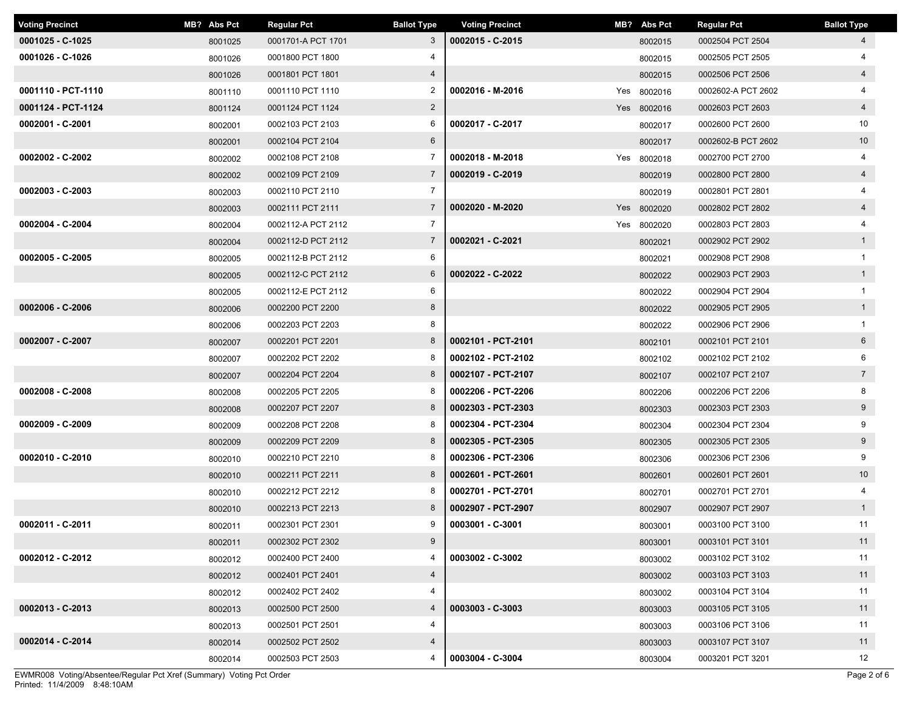| Voting Precinct | MB? | Abs Pct | Regular Pct | Ballot Type |
|---|---|---|---|---|
| **0001025 - C-1025** | | 8001025 | 0001701-A PCT 1701 | 3 |
| **0001026 - C-1026** | | 8001026 | 0001800 PCT 1800 | 4 |
| | | 8001026 | 0001801 PCT 1801 | 4 |
| **0001110 - PCT-1110** | | 8001110 | 0001110 PCT 1110 | 2 |
| **0001124 - PCT-1124** | | 8001124 | 0001124 PCT 1124 | 2 |
| **0002001 - C-2001** | | 8002001 | 0002103 PCT 2103 | 6 |
| | | 8002001 | 0002104 PCT 2104 | 6 |
| **0002002 - C-2002** | | 8002002 | 0002108 PCT 2108 | 7 |
| | | 8002002 | 0002109 PCT 2109 | 7 |
| **0002003 - C-2003** | | 8002003 | 0002110 PCT 2110 | 7 |
| | | 8002003 | 0002111 PCT 2111 | 7 |
| **0002004 - C-2004** | | 8002004 | 0002112-A PCT 2112 | 7 |
| | | 8002004 | 0002112-D PCT 2112 | 7 |
| **0002005 - C-2005** | | 8002005 | 0002112-B PCT 2112 | 6 |
| | | 8002005 | 0002112-C PCT 2112 | 6 |
| | | 8002005 | 0002112-E PCT 2112 | 6 |
| **0002006 - C-2006** | | 8002006 | 0002200 PCT 2200 | 8 |
| | | 8002006 | 0002203 PCT 2203 | 8 |
| **0002007 - C-2007** | | 8002007 | 0002201 PCT 2201 | 8 |
| | | 8002007 | 0002202 PCT 2202 | 8 |
| | | 8002007 | 0002204 PCT 2204 | 8 |
| **0002008 - C-2008** | | 8002008 | 0002205 PCT 2205 | 8 |
| | | 8002008 | 0002207 PCT 2207 | 8 |
| **0002009 - C-2009** | | 8002009 | 0002208 PCT 2208 | 8 |
| | | 8002009 | 0002209 PCT 2209 | 8 |
| **0002010 - C-2010** | | 8002010 | 0002210 PCT 2210 | 8 |
| | | 8002010 | 0002211 PCT 2211 | 8 |
| | | 8002010 | 0002212 PCT 2212 | 8 |
| | | 8002010 | 0002213 PCT 2213 | 8 |
| **0002011 - C-2011** | | 8002011 | 0002301 PCT 2301 | 9 |
| | | 8002011 | 0002302 PCT 2302 | 9 |
| **0002012 - C-2012** | | 8002012 | 0002400 PCT 2400 | 4 |
| | | 8002012 | 0002401 PCT 2401 | 4 |
| | | 8002012 | 0002402 PCT 2402 | 4 |
| **0002013 - C-2013** | | 8002013 | 0002500 PCT 2500 | 4 |
| | | 8002013 | 0002501 PCT 2501 | 4 |
| **0002014 - C-2014** | | 8002014 | 0002502 PCT 2502 | 4 |
| | | 8002014 | 0002503 PCT 2503 | 4 |
| **0002015 - C-2015** | | 8002015 | 0002504 PCT 2504 | 4 |
| | | 8002015 | 0002505 PCT 2505 | 4 |
| | | 8002015 | 0002506 PCT 2506 | 4 |
| **0002016 - M-2016** | Yes | 8002016 | 0002602-A PCT 2602 | 4 |
| | Yes | 8002016 | 0002603 PCT 2603 | 4 |
| **0002017 - C-2017** | | 8002017 | 0002600 PCT 2600 | 10 |
| | | 8002017 | 0002602-B PCT 2602 | 10 |
| **0002018 - M-2018** | Yes | 8002018 | 0002700 PCT 2700 | 4 |
| **0002019 - C-2019** | | 8002019 | 0002800 PCT 2800 | 4 |
| | | 8002019 | 0002801 PCT 2801 | 4 |
| **0002020 - M-2020** | Yes | 8002020 | 0002802 PCT 2802 | 4 |
| | Yes | 8002020 | 0002803 PCT 2803 | 4 |
| **0002021 - C-2021** | | 8002021 | 0002902 PCT 2902 | 1 |
| | | 8002021 | 0002908 PCT 2908 | 1 |
| **0002022 - C-2022** | | 8002022 | 0002903 PCT 2903 | 1 |
| | | 8002022 | 0002904 PCT 2904 | 1 |
| | | 8002022 | 0002905 PCT 2905 | 1 |
| | | 8002022 | 0002906 PCT 2906 | 1 |
| **0002101 - PCT-2101** | | 8002101 | 0002101 PCT 2101 | 6 |
| **0002102 - PCT-2102** | | 8002102 | 0002102 PCT 2102 | 6 |
| **0002107 - PCT-2107** | | 8002107 | 0002107 PCT 2107 | 7 |
| **0002206 - PCT-2206** | | 8002206 | 0002206 PCT 2206 | 8 |
| **0002303 - PCT-2303** | | 8002303 | 0002303 PCT 2303 | 9 |
| **0002304 - PCT-2304** | | 8002304 | 0002304 PCT 2304 | 9 |
| **0002305 - PCT-2305** | | 8002305 | 0002305 PCT 2305 | 9 |
| **0002306 - PCT-2306** | | 8002306 | 0002306 PCT 2306 | 9 |
| **0002601 - PCT-2601** | | 8002601 | 0002601 PCT 2601 | 10 |
| **0002701 - PCT-2701** | | 8002701 | 0002701 PCT 2701 | 4 |
| **0002907 - PCT-2907** | | 8002907 | 0002907 PCT 2907 | 1 |
| **0003001 - C-3001** | | 8003001 | 0003100 PCT 3100 | 11 |
| | | 8003001 | 0003101 PCT 3101 | 11 |
| **0003002 - C-3002** | | 8003002 | 0003102 PCT 3102 | 11 |
| | | 8003002 | 0003103 PCT 3103 | 11 |
| | | 8003002 | 0003104 PCT 3104 | 11 |
| **0003003 - C-3003** | | 8003003 | 0003105 PCT 3105 | 11 |
| | | 8003003 | 0003106 PCT 3106 | 11 |
| | | 8003003 | 0003107 PCT 3107 | 11 |
| **0003004 - C-3004** | | 8003004 | 0003201 PCT 3201 | 12 |

EWMR008 Voting/Absentee/Regular Pct Xref (Summary) Voting Pct Order
Printed: 11/4/2009 8:48:10AM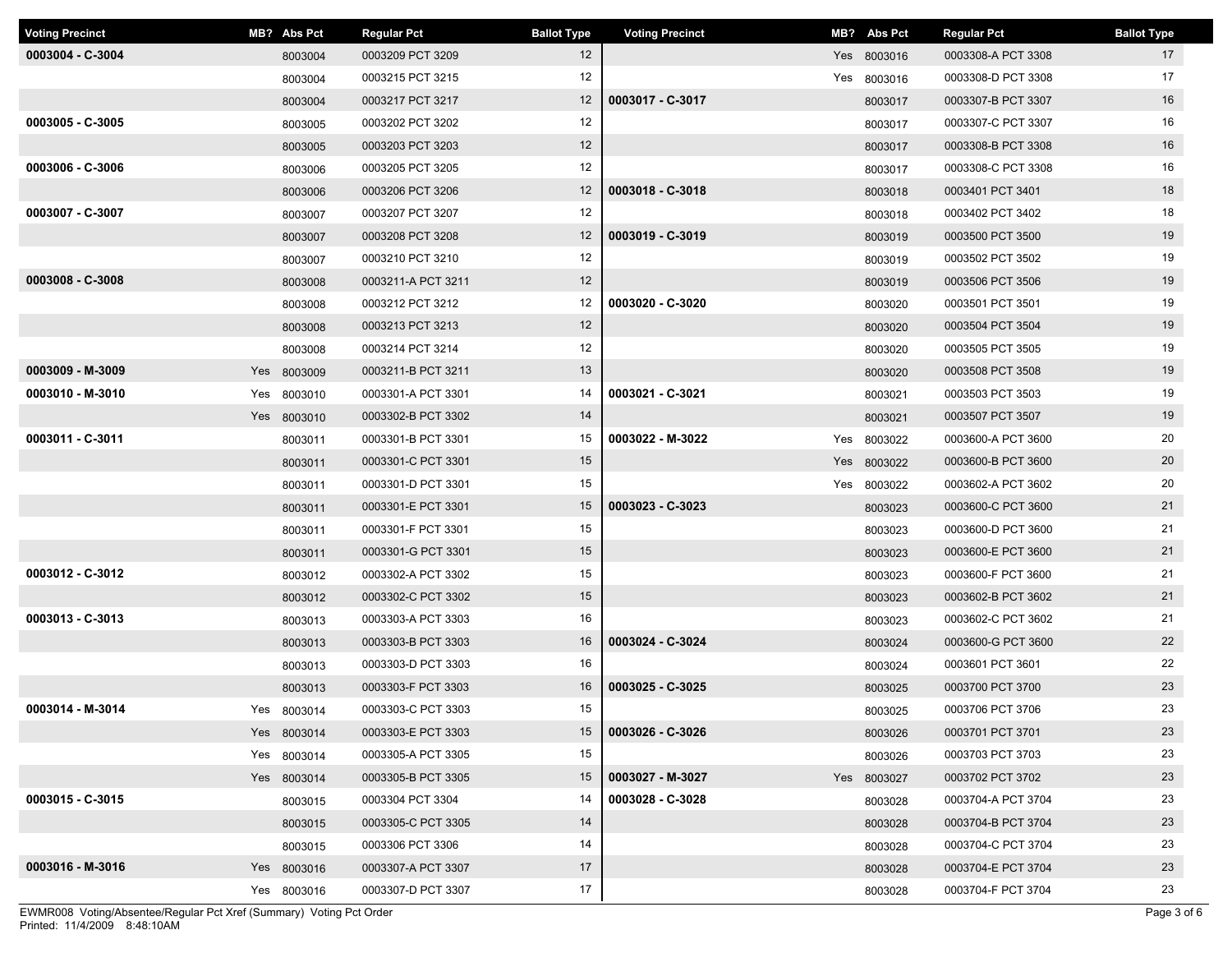| Voting Precinct | MB? | Abs Pct | Regular Pct | Ballot Type |
|---|---|---|---|---|
| 0003004 - C-3004 | | 8003004 | 0003209 PCT 3209 | 12 |
| | | 8003004 | 0003215 PCT 3215 | 12 |
| | | 8003004 | 0003217 PCT 3217 | 12 |
| 0003005 - C-3005 | | 8003005 | 0003202 PCT 3202 | 12 |
| | | 8003005 | 0003203 PCT 3203 | 12 |
| 0003006 - C-3006 | | 8003006 | 0003205 PCT 3205 | 12 |
| | | 8003006 | 0003206 PCT 3206 | 12 |
| 0003007 - C-3007 | | 8003007 | 0003207 PCT 3207 | 12 |
| | | 8003007 | 0003208 PCT 3208 | 12 |
| | | 8003007 | 0003210 PCT 3210 | 12 |
| 0003008 - C-3008 | | 8003008 | 0003211-A PCT 3211 | 12 |
| | | 8003008 | 0003212 PCT 3212 | 12 |
| | | 8003008 | 0003213 PCT 3213 | 12 |
| | | 8003008 | 0003214 PCT 3214 | 12 |
| 0003009 - M-3009 | Yes | 8003009 | 0003211-B PCT 3211 | 13 |
| 0003010 - M-3010 | Yes | 8003010 | 0003301-A PCT 3301 | 14 |
| | Yes | 8003010 | 0003302-B PCT 3302 | 14 |
| 0003011 - C-3011 | | 8003011 | 0003301-B PCT 3301 | 15 |
| | | 8003011 | 0003301-C PCT 3301 | 15 |
| | | 8003011 | 0003301-D PCT 3301 | 15 |
| | | 8003011 | 0003301-E PCT 3301 | 15 |
| | | 8003011 | 0003301-F PCT 3301 | 15 |
| | | 8003011 | 0003301-G PCT 3301 | 15 |
| 0003012 - C-3012 | | 8003012 | 0003302-A PCT 3302 | 15 |
| | | 8003012 | 0003302-C PCT 3302 | 15 |
| 0003013 - C-3013 | | 8003013 | 0003303-A PCT 3303 | 16 |
| | | 8003013 | 0003303-B PCT 3303 | 16 |
| | | 8003013 | 0003303-D PCT 3303 | 16 |
| | | 8003013 | 0003303-F PCT 3303 | 16 |
| 0003014 - M-3014 | Yes | 8003014 | 0003303-C PCT 3303 | 15 |
| | Yes | 8003014 | 0003303-E PCT 3303 | 15 |
| | Yes | 8003014 | 0003305-A PCT 3305 | 15 |
| | Yes | 8003014 | 0003305-B PCT 3305 | 15 |
| 0003015 - C-3015 | | 8003015 | 0003304 PCT 3304 | 14 |
| | | 8003015 | 0003305-C PCT 3305 | 14 |
| | | 8003015 | 0003306 PCT 3306 | 14 |
| 0003016 - M-3016 | Yes | 8003016 | 0003307-A PCT 3307 | 17 |
| | Yes | 8003016 | 0003307-D PCT 3307 | 17 |
| | Yes | 8003016 | 0003308-A PCT 3308 | 17 |
| | Yes | 8003016 | 0003308-D PCT 3308 | 17 |
| 0003017 - C-3017 | | 8003017 | 0003307-B PCT 3307 | 16 |
| | | 8003017 | 0003307-C PCT 3307 | 16 |
| | | 8003017 | 0003308-B PCT 3308 | 16 |
| | | 8003017 | 0003308-C PCT 3308 | 16 |
| 0003018 - C-3018 | | 8003018 | 0003401 PCT 3401 | 18 |
| | | 8003018 | 0003402 PCT 3402 | 18 |
| 0003019 - C-3019 | | 8003019 | 0003500 PCT 3500 | 19 |
| | | 8003019 | 0003502 PCT 3502 | 19 |
| | | 8003019 | 0003506 PCT 3506 | 19 |
| 0003020 - C-3020 | | 8003020 | 0003501 PCT 3501 | 19 |
| | | 8003020 | 0003504 PCT 3504 | 19 |
| | | 8003020 | 0003505 PCT 3505 | 19 |
| | | 8003020 | 0003508 PCT 3508 | 19 |
| 0003021 - C-3021 | | 8003021 | 0003503 PCT 3503 | 19 |
| | | 8003021 | 0003507 PCT 3507 | 19 |
| 0003022 - M-3022 | Yes | 8003022 | 0003600-A PCT 3600 | 20 |
| | Yes | 8003022 | 0003600-B PCT 3600 | 20 |
| | Yes | 8003022 | 0003602-A PCT 3602 | 20 |
| 0003023 - C-3023 | | 8003023 | 0003600-C PCT 3600 | 21 |
| | | 8003023 | 0003600-D PCT 3600 | 21 |
| | | 8003023 | 0003600-E PCT 3600 | 21 |
| | | 8003023 | 0003600-F PCT 3600 | 21 |
| | | 8003023 | 0003602-B PCT 3602 | 21 |
| | | 8003023 | 0003602-C PCT 3602 | 21 |
| 0003024 - C-3024 | | 8003024 | 0003600-G PCT 3600 | 22 |
| | | 8003024 | 0003601 PCT 3601 | 22 |
| 0003025 - C-3025 | | 8003025 | 0003700 PCT 3700 | 23 |
| | | 8003025 | 0003706 PCT 3706 | 23 |
| 0003026 - C-3026 | | 8003026 | 0003701 PCT 3701 | 23 |
| | | 8003026 | 0003703 PCT 3703 | 23 |
| 0003027 - M-3027 | Yes | 8003027 | 0003702 PCT 3702 | 23 |
| 0003028 - C-3028 | | 8003028 | 0003704-A PCT 3704 | 23 |
| | | 8003028 | 0003704-B PCT 3704 | 23 |
| | | 8003028 | 0003704-C PCT 3704 | 23 |
| | | 8003028 | 0003704-E PCT 3704 | 23 |
| | | 8003028 | 0003704-F PCT 3704 | 23 |

EWMR008 Voting/Absentee/Regular Pct Xref (Summary) Voting Pct Order
Printed: 11/4/2009 8:48:10AM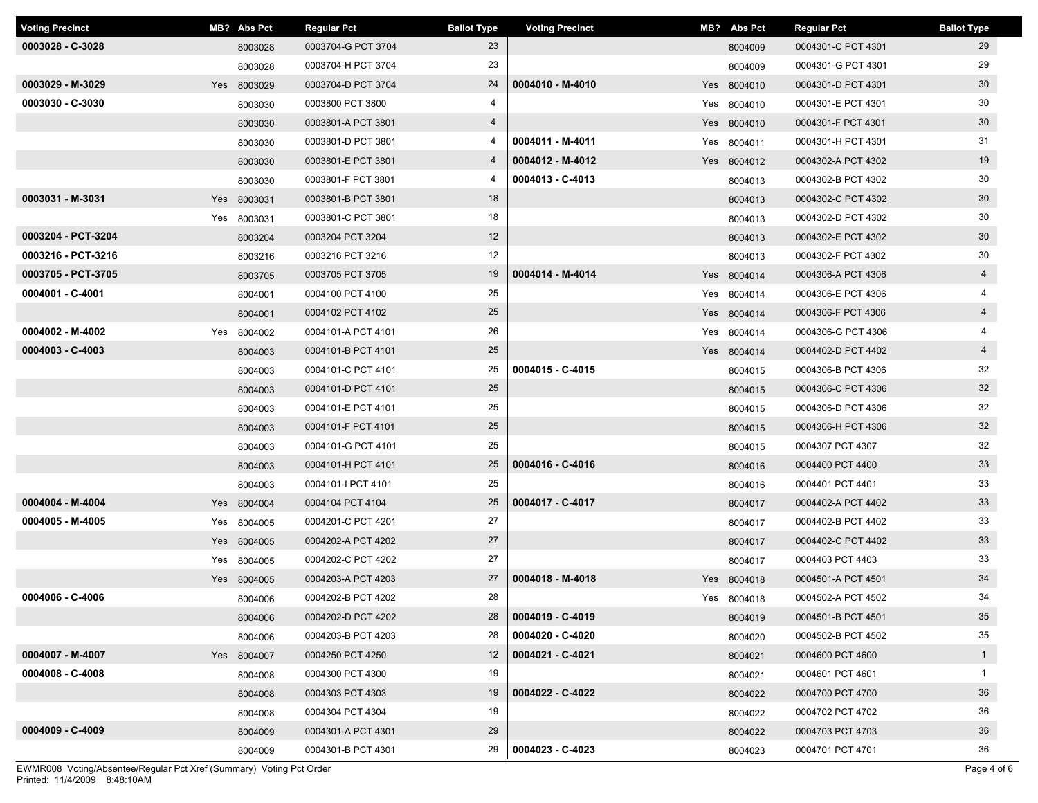| Voting Precinct | MB? | Abs Pct | Regular Pct | Ballot Type |
|---|---|---|---|---|
| 0003028 - C-3028 | | 8003028 | 0003704-G PCT 3704 | 23 |
| | | 8003028 | 0003704-H PCT 3704 | 23 |
| 0003029 - M-3029 | Yes | 8003029 | 0003704-D PCT 3704 | 24 |
| 0003030 - C-3030 | | 8003030 | 0003800 PCT 3800 | 4 |
| | | 8003030 | 0003801-A PCT 3801 | 4 |
| | | 8003030 | 0003801-D PCT 3801 | 4 |
| | | 8003030 | 0003801-E PCT 3801 | 4 |
| | | 8003030 | 0003801-F PCT 3801 | 4 |
| 0003031 - M-3031 | Yes | 8003031 | 0003801-B PCT 3801 | 18 |
| | Yes | 8003031 | 0003801-C PCT 3801 | 18 |
| 0003204 - PCT-3204 | | 8003204 | 0003204 PCT 3204 | 12 |
| 0003216 - PCT-3216 | | 8003216 | 0003216 PCT 3216 | 12 |
| 0003705 - PCT-3705 | | 8003705 | 0003705 PCT 3705 | 19 |
| 0004001 - C-4001 | | 8004001 | 0004100 PCT 4100 | 25 |
| | | 8004001 | 0004102 PCT 4102 | 25 |
| 0004002 - M-4002 | Yes | 8004002 | 0004101-A PCT 4101 | 26 |
| 0004003 - C-4003 | | 8004003 | 0004101-B PCT 4101 | 25 |
| | | 8004003 | 0004101-C PCT 4101 | 25 |
| | | 8004003 | 0004101-D PCT 4101 | 25 |
| | | 8004003 | 0004101-E PCT 4101 | 25 |
| | | 8004003 | 0004101-F PCT 4101 | 25 |
| | | 8004003 | 0004101-G PCT 4101 | 25 |
| | | 8004003 | 0004101-H PCT 4101 | 25 |
| | | 8004003 | 0004101-I PCT 4101 | 25 |
| 0004004 - M-4004 | Yes | 8004004 | 0004104 PCT 4104 | 25 |
| 0004005 - M-4005 | Yes | 8004005 | 0004201-C PCT 4201 | 27 |
| | Yes | 8004005 | 0004202-A PCT 4202 | 27 |
| | Yes | 8004005 | 0004202-C PCT 4202 | 27 |
| | Yes | 8004005 | 0004203-A PCT 4203 | 27 |
| 0004006 - C-4006 | | 8004006 | 0004202-B PCT 4202 | 28 |
| | | 8004006 | 0004202-D PCT 4202 | 28 |
| | | 8004006 | 0004203-B PCT 4203 | 28 |
| 0004007 - M-4007 | Yes | 8004007 | 0004250 PCT 4250 | 12 |
| 0004008 - C-4008 | | 8004008 | 0004300 PCT 4300 | 19 |
| | | 8004008 | 0004303 PCT 4303 | 19 |
| | | 8004008 | 0004304 PCT 4304 | 19 |
| 0004009 - C-4009 | | 8004009 | 0004301-A PCT 4301 | 29 |
| | | 8004009 | 0004301-B PCT 4301 | 29 |
| | | 8004009 | 0004301-C PCT 4301 | 29 |
| | | 8004009 | 0004301-G PCT 4301 | 29 |
| 0004010 - M-4010 | Yes | 8004010 | 0004301-D PCT 4301 | 30 |
| | Yes | 8004010 | 0004301-E PCT 4301 | 30 |
| | Yes | 8004010 | 0004301-F PCT 4301 | 30 |
| 0004011 - M-4011 | Yes | 8004011 | 0004301-H PCT 4301 | 31 |
| 0004012 - M-4012 | Yes | 8004012 | 0004302-A PCT 4302 | 19 |
| 0004013 - C-4013 | | 8004013 | 0004302-B PCT 4302 | 30 |
| | | 8004013 | 0004302-C PCT 4302 | 30 |
| | | 8004013 | 0004302-D PCT 4302 | 30 |
| | | 8004013 | 0004302-E PCT 4302 | 30 |
| | | 8004013 | 0004302-F PCT 4302 | 30 |
| 0004014 - M-4014 | Yes | 8004014 | 0004306-A PCT 4306 | 4 |
| | Yes | 8004014 | 0004306-E PCT 4306 | 4 |
| | Yes | 8004014 | 0004306-F PCT 4306 | 4 |
| | Yes | 8004014 | 0004306-G PCT 4306 | 4 |
| | Yes | 8004014 | 0004402-D PCT 4402 | 4 |
| 0004015 - C-4015 | | 8004015 | 0004306-B PCT 4306 | 32 |
| | | 8004015 | 0004306-C PCT 4306 | 32 |
| | | 8004015 | 0004306-D PCT 4306 | 32 |
| | | 8004015 | 0004306-H PCT 4306 | 32 |
| | | 8004015 | 0004307 PCT 4307 | 32 |
| 0004016 - C-4016 | | 8004016 | 0004400 PCT 4400 | 33 |
| | | 8004016 | 0004401 PCT 4401 | 33 |
| 0004017 - C-4017 | | 8004017 | 0004402-A PCT 4402 | 33 |
| | | 8004017 | 0004402-B PCT 4402 | 33 |
| | | 8004017 | 0004402-C PCT 4402 | 33 |
| | | 8004017 | 0004403 PCT 4403 | 33 |
| 0004018 - M-4018 | Yes | 8004018 | 0004501-A PCT 4501 | 34 |
| | Yes | 8004018 | 0004502-A PCT 4502 | 34 |
| 0004019 - C-4019 | | 8004019 | 0004501-B PCT 4501 | 35 |
| 0004020 - C-4020 | | 8004020 | 0004502-B PCT 4502 | 35 |
| 0004021 - C-4021 | | 8004021 | 0004600 PCT 4600 | 1 |
| | | 8004021 | 0004601 PCT 4601 | 1 |
| 0004022 - C-4022 | | 8004022 | 0004700 PCT 4700 | 36 |
| | | 8004022 | 0004702 PCT 4702 | 36 |
| | | 8004022 | 0004703 PCT 4703 | 36 |
| 0004023 - C-4023 | | 8004023 | 0004701 PCT 4701 | 36 |

EWMR008 Voting/Absentee/Regular Pct Xref (Summary) Voting Pct Order
Printed: 11/4/2009 8:48:10AM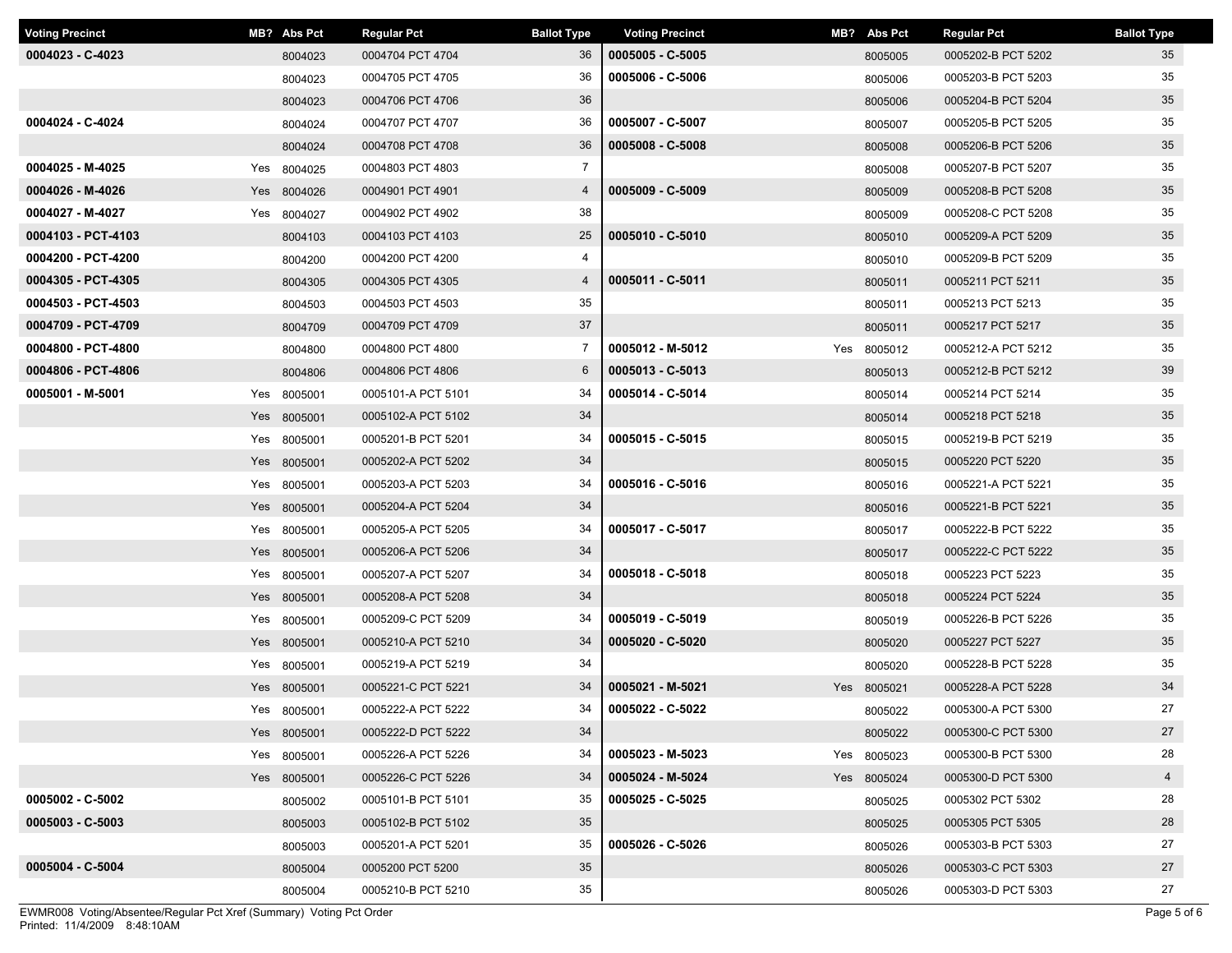| Voting Precinct | MB? | Abs Pct | Regular Pct | Ballot Type |
|---|---|---|---|---|
| 0004023 - C-4023 | | 8004023 | 0004704 PCT 4704 | 36 |
| | | 8004023 | 0004705 PCT 4705 | 36 |
| | | 8004023 | 0004706 PCT 4706 | 36 |
| 0004024 - C-4024 | | 8004024 | 0004707 PCT 4707 | 36 |
| | | 8004024 | 0004708 PCT 4708 | 36 |
| 0004025 - M-4025 | Yes | 8004025 | 0004803 PCT 4803 | 7 |
| 0004026 - M-4026 | Yes | 8004026 | 0004901 PCT 4901 | 4 |
| 0004027 - M-4027 | Yes | 8004027 | 0004902 PCT 4902 | 38 |
| 0004103 - PCT-4103 | | 8004103 | 0004103 PCT 4103 | 25 |
| 0004200 - PCT-4200 | | 8004200 | 0004200 PCT 4200 | 4 |
| 0004305 - PCT-4305 | | 8004305 | 0004305 PCT 4305 | 4 |
| 0004503 - PCT-4503 | | 8004503 | 0004503 PCT 4503 | 35 |
| 0004709 - PCT-4709 | | 8004709 | 0004709 PCT 4709 | 37 |
| 0004800 - PCT-4800 | | 8004800 | 0004800 PCT 4800 | 7 |
| 0004806 - PCT-4806 | | 8004806 | 0004806 PCT 4806 | 6 |
| 0005001 - M-5001 | Yes | 8005001 | 0005101-A PCT 5101 | 34 |
| | Yes | 8005001 | 0005102-A PCT 5102 | 34 |
| | Yes | 8005001 | 0005201-B PCT 5201 | 34 |
| | Yes | 8005001 | 0005202-A PCT 5202 | 34 |
| | Yes | 8005001 | 0005203-A PCT 5203 | 34 |
| | Yes | 8005001 | 0005204-A PCT 5204 | 34 |
| | Yes | 8005001 | 0005205-A PCT 5205 | 34 |
| | Yes | 8005001 | 0005206-A PCT 5206 | 34 |
| | Yes | 8005001 | 0005207-A PCT 5207 | 34 |
| | Yes | 8005001 | 0005208-A PCT 5208 | 34 |
| | Yes | 8005001 | 0005209-C PCT 5209 | 34 |
| | Yes | 8005001 | 0005210-A PCT 5210 | 34 |
| | Yes | 8005001 | 0005219-A PCT 5219 | 34 |
| | Yes | 8005001 | 0005221-C PCT 5221 | 34 |
| | Yes | 8005001 | 0005222-A PCT 5222 | 34 |
| | Yes | 8005001 | 0005222-D PCT 5222 | 34 |
| | Yes | 8005001 | 0005226-A PCT 5226 | 34 |
| | Yes | 8005001 | 0005226-C PCT 5226 | 34 |
| 0005002 - C-5002 | | 8005002 | 0005101-B PCT 5101 | 35 |
| 0005003 - C-5003 | | 8005003 | 0005102-B PCT 5102 | 35 |
| | | 8005003 | 0005201-A PCT 5201 | 35 |
| 0005004 - C-5004 | | 8005004 | 0005200 PCT 5200 | 35 |
| | | 8005004 | 0005210-B PCT 5210 | 35 |
| 0005005 - C-5005 | | 8005005 | 0005202-B PCT 5202 | 35 |
| 0005006 - C-5006 | | 8005006 | 0005203-B PCT 5203 | 35 |
| | | 8005006 | 0005204-B PCT 5204 | 35 |
| 0005007 - C-5007 | | 8005007 | 0005205-B PCT 5205 | 35 |
| 0005008 - C-5008 | | 8005008 | 0005206-B PCT 5206 | 35 |
| | | 8005008 | 0005207-B PCT 5207 | 35 |
| 0005009 - C-5009 | | 8005009 | 0005208-B PCT 5208 | 35 |
| | | 8005009 | 0005208-C PCT 5208 | 35 |
| 0005010 - C-5010 | | 8005010 | 0005209-A PCT 5209 | 35 |
| | | 8005010 | 0005209-B PCT 5209 | 35 |
| 0005011 - C-5011 | | 8005011 | 0005211 PCT 5211 | 35 |
| | | 8005011 | 0005213 PCT 5213 | 35 |
| | | 8005011 | 0005217 PCT 5217 | 35 |
| 0005012 - M-5012 | Yes | 8005012 | 0005212-A PCT 5212 | 35 |
| 0005013 - C-5013 | | 8005013 | 0005212-B PCT 5212 | 39 |
| 0005014 - C-5014 | | 8005014 | 0005214 PCT 5214 | 35 |
| | | 8005014 | 0005218 PCT 5218 | 35 |
| 0005015 - C-5015 | | 8005015 | 0005219-B PCT 5219 | 35 |
| | | 8005015 | 0005220 PCT 5220 | 35 |
| 0005016 - C-5016 | | 8005016 | 0005221-A PCT 5221 | 35 |
| | | 8005016 | 0005221-B PCT 5221 | 35 |
| 0005017 - C-5017 | | 8005017 | 0005222-B PCT 5222 | 35 |
| | | 8005017 | 0005222-C PCT 5222 | 35 |
| 0005018 - C-5018 | | 8005018 | 0005223 PCT 5223 | 35 |
| | | 8005018 | 0005224 PCT 5224 | 35 |
| 0005019 - C-5019 | | 8005019 | 0005226-B PCT 5226 | 35 |
| 0005020 - C-5020 | | 8005020 | 0005227 PCT 5227 | 35 |
| | | 8005020 | 0005228-B PCT 5228 | 35 |
| 0005021 - M-5021 | Yes | 8005021 | 0005228-A PCT 5228 | 34 |
| 0005022 - C-5022 | | 8005022 | 0005300-A PCT 5300 | 27 |
| | | 8005022 | 0005300-C PCT 5300 | 27 |
| 0005023 - M-5023 | Yes | 8005023 | 0005300-B PCT 5300 | 28 |
| 0005024 - M-5024 | Yes | 8005024 | 0005300-D PCT 5300 | 4 |
| 0005025 - C-5025 | | 8005025 | 0005302 PCT 5302 | 28 |
| | | 8005025 | 0005305 PCT 5305 | 28 |
| 0005026 - C-5026 | | 8005026 | 0005303-B PCT 5303 | 27 |
| | | 8005026 | 0005303-C PCT 5303 | 27 |
| | | 8005026 | 0005303-D PCT 5303 | 27 |

EWMR008 Voting/Absentee/Regular Pct Xref (Summary) Voting Pct Order
Printed: 11/4/2009 8:48:10AM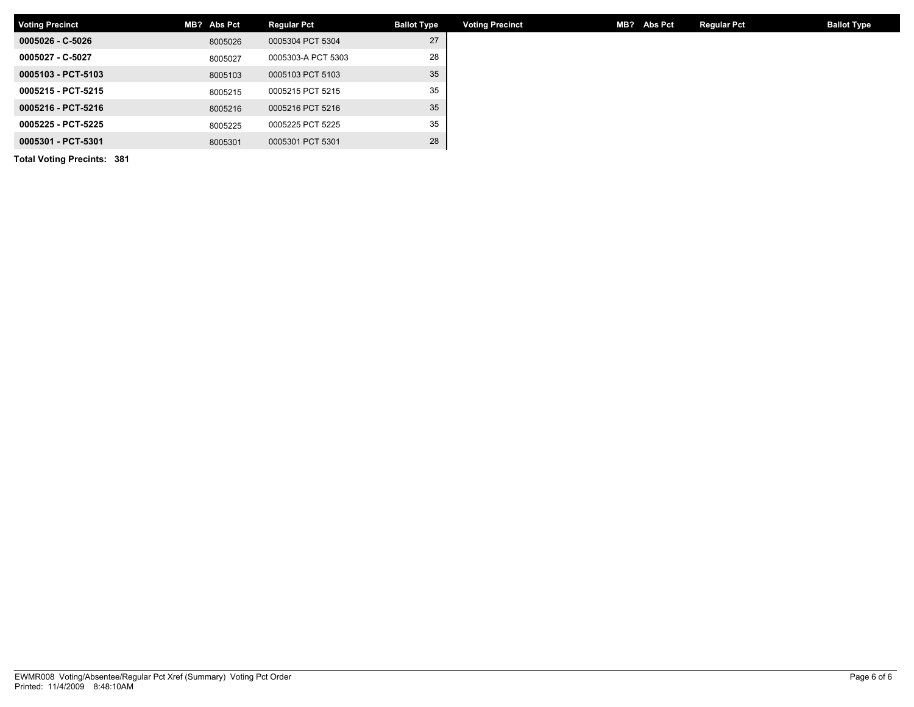| Voting Precinct | MB? | Abs Pct | Regular Pct | Ballot Type | Voting Precinct | MB? | Abs Pct | Regular Pct | Ballot Type |
|---|---|---|---|---|---|---|---|---|---|
| **0005026 - C-5026** | | 8005026 | 0005304 PCT 5304 | 27 | | | | | |
| **0005027 - C-5027** | | 8005027 | 0005303-A PCT 5303 | 28 | | | | | |
| **0005103 - PCT-5103** | | 8005103 | 0005103 PCT 5103 | 35 | | | | | |
| **0005215 - PCT-5215** | | 8005215 | 0005215 PCT 5215 | 35 | | | | | |
| **0005216 - PCT-5216** | | 8005216 | 0005216 PCT 5216 | 35 | | | | | |
| **0005225 - PCT-5225** | | 8005225 | 0005225 PCT 5225 | 35 | | | | | |
| **0005301 - PCT-5301** | | 8005301 | 0005301 PCT 5301 | 28 | | | | | |

**Total Voting Precints: 381**

EWMR008 Voting/Absentee/Regular Pct Xref (Summary) Voting Pct Order
Printed: 11/4/2009 8:48:10AM